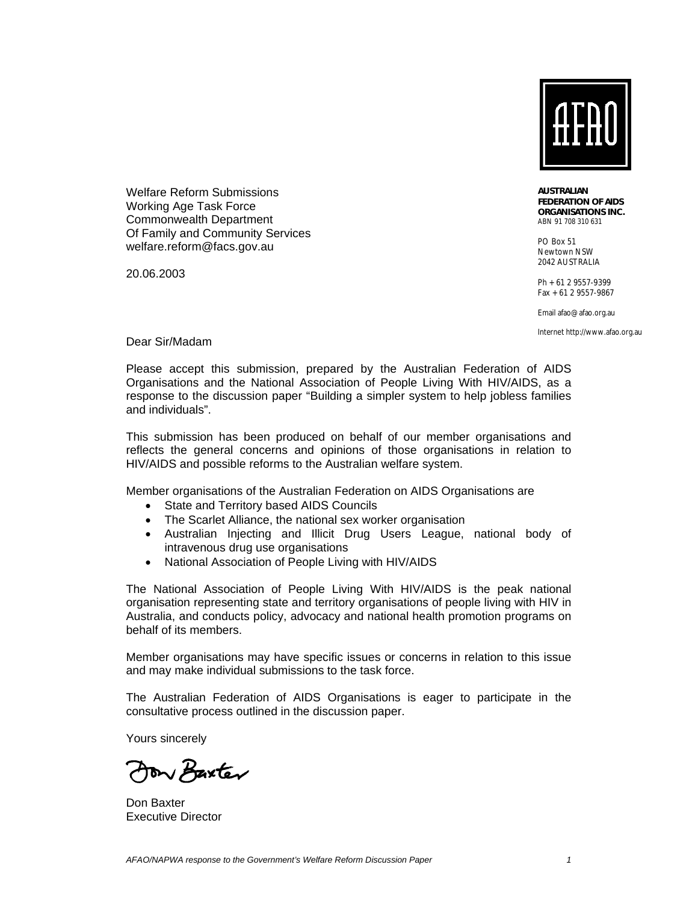AFAO

**AUSTRALIAN FEDERATION OF AIDS ORGANISATIONS INC.**
ABN 91 708 310 631

PO Box 51
Newtown NSW
2042 AUSTRALIA

Ph + 61 2 9557-9399
Fax + 61 2 9557-9867

Email afao@afao.org.au

Internet http://www.afao.org.au

Welfare Reform Submissions
Working Age Task Force
Commonwealth Department
Of Family and Community Services
welfare.reform@facs.gov.au

20.06.2003

Dear Sir/Madam

Please accept this submission, prepared by the Australian Federation of AIDS Organisations and the National Association of People Living With HIV/AIDS, as a response to the discussion paper "Building a simpler system to help jobless families and individuals".

This submission has been produced on behalf of our member organisations and reflects the general concerns and opinions of those organisations in relation to HIV/AIDS and possible reforms to the Australian welfare system.

Member organisations of the Australian Federation on AIDS Organisations are

- State and Territory based AIDS Councils
- The Scarlet Alliance, the national sex worker organisation
- Australian Injecting and Illicit Drug Users League, national body of intravenous drug use organisations
- National Association of People Living with HIV/AIDS

The National Association of People Living With HIV/AIDS is the peak national organisation representing state and territory organisations of people living with HIV in Australia, and conducts policy, advocacy and national health promotion programs on behalf of its members.

Member organisations may have specific issues or concerns in relation to this issue and may make individual submissions to the task force.

The Australian Federation of AIDS Organisations is eager to participate in the consultative process outlined in the discussion paper.

Yours sincerely

Don Baxter

Don Baxter
Executive Director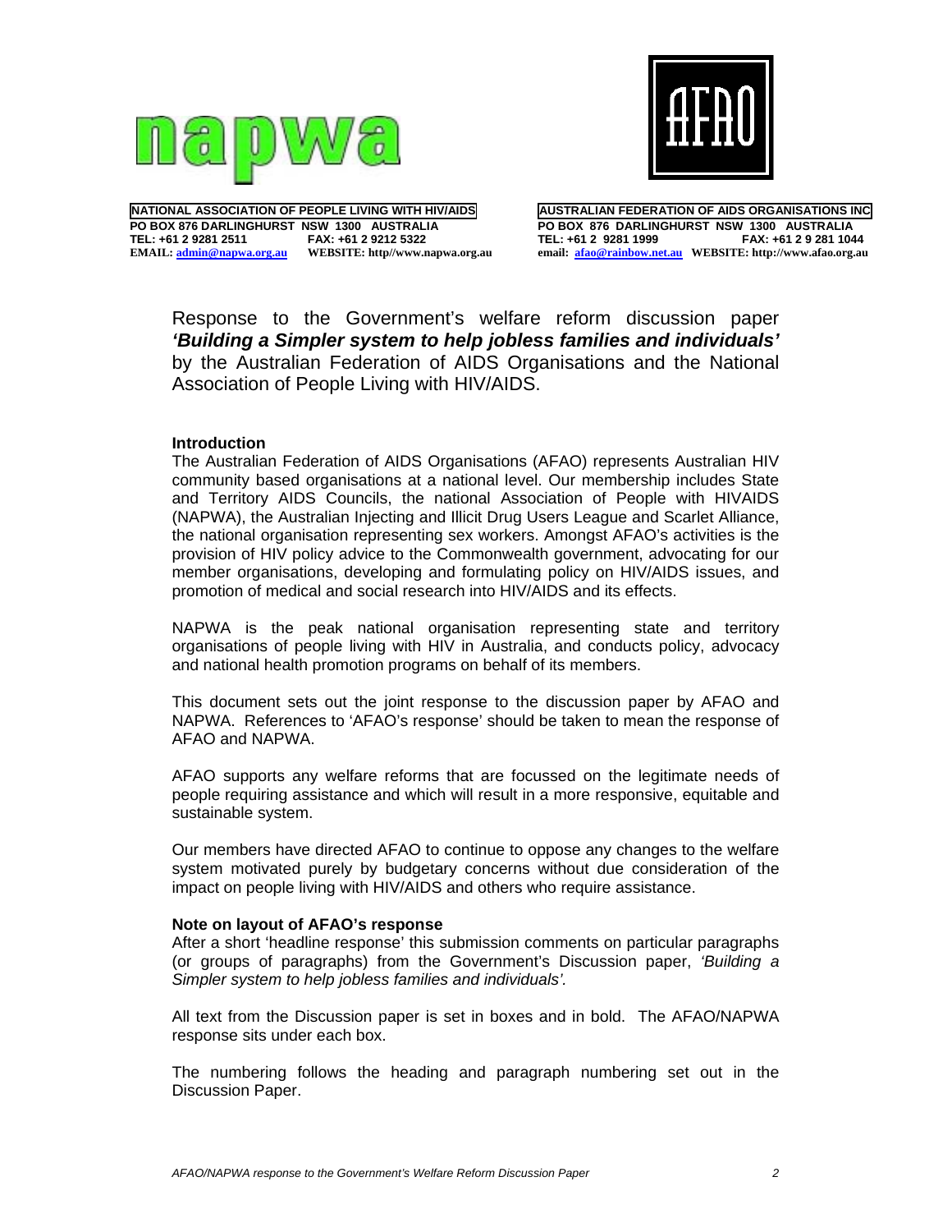**NATIONAL ASSOCIATION OF PEOPLE LIVING WITH HIV/AIDS**
**PO BOX 876 DARLINGHURST NSW 1300 AUSTRALIA**
**TEL: +61 2 9281 2511 FAX: +61 2 9212 5322**
**EMAIL: admin@napwa.org.au WEBSITE: http//www.napwa.org.au**

**AUSTRALIAN FEDERATION OF AIDS ORGANISATIONS INC**
**PO BOX 876 DARLINGHURST NSW 1300 AUSTRALIA**
**TEL: +61 2 9281 1999 FAX: +61 2 9 281 1044**
**email: afao@rainbow.net.au WEBSITE: http://www.afao.org.au**

Response to the Government's welfare reform discussion paper ***'Building a Simpler system to help jobless families and individuals'*** by the Australian Federation of AIDS Organisations and the National Association of People Living with HIV/AIDS.

**Introduction**

The Australian Federation of AIDS Organisations (AFAO) represents Australian HIV community based organisations at a national level. Our membership includes State and Territory AIDS Councils, the national Association of People with HIVAIDS (NAPWA), the Australian Injecting and Illicit Drug Users League and Scarlet Alliance, the national organisation representing sex workers. Amongst AFAO's activities is the provision of HIV policy advice to the Commonwealth government, advocating for our member organisations, developing and formulating policy on HIV/AIDS issues, and promotion of medical and social research into HIV/AIDS and its effects.

NAPWA is the peak national organisation representing state and territory organisations of people living with HIV in Australia, and conducts policy, advocacy and national health promotion programs on behalf of its members.

This document sets out the joint response to the discussion paper by AFAO and NAPWA. References to 'AFAO's response' should be taken to mean the response of AFAO and NAPWA.

AFAO supports any welfare reforms that are focussed on the legitimate needs of people requiring assistance and which will result in a more responsive, equitable and sustainable system.

Our members have directed AFAO to continue to oppose any changes to the welfare system motivated purely by budgetary concerns without due consideration of the impact on people living with HIV/AIDS and others who require assistance.

**Note on layout of AFAO's response**

After a short 'headline response' this submission comments on particular paragraphs (or groups of paragraphs) from the Government's Discussion paper, *'Building a Simpler system to help jobless families and individuals'.*

All text from the Discussion paper is set in boxes and in bold. The AFAO/NAPWA response sits under each box.

The numbering follows the heading and paragraph numbering set out in the Discussion Paper.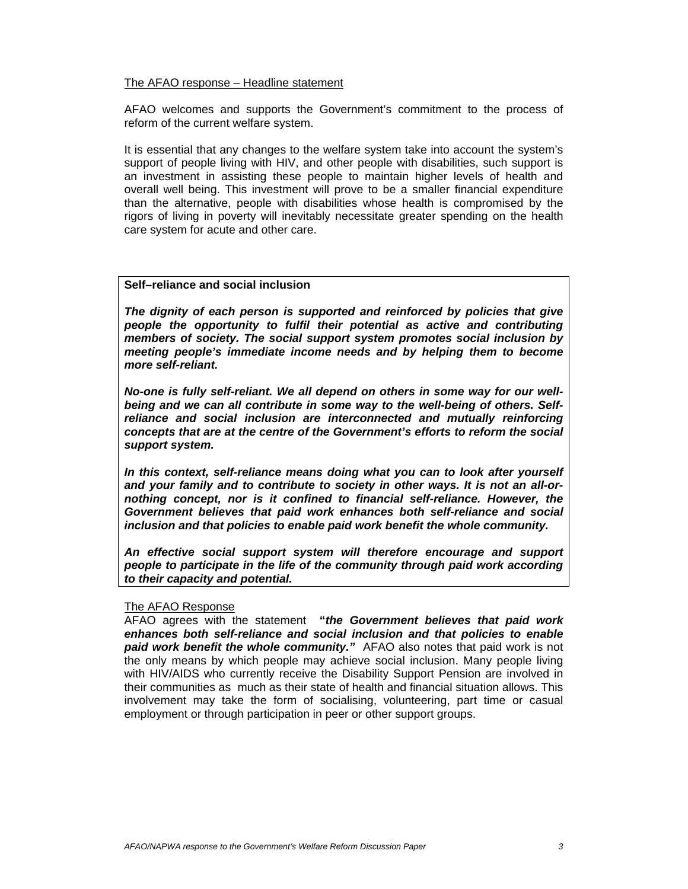The AFAO response – Headline statement

AFAO welcomes and supports the Government's commitment to the process of reform of the current welfare system.

It is essential that any changes to the welfare system take into account the system's support of people living with HIV, and other people with disabilities, such support is an investment in assisting these people to maintain higher levels of health and overall well being. This investment will prove to be a smaller financial expenditure than the alternative, people with disabilities whose health is compromised by the rigors of living in poverty will inevitably necessitate greater spending on the health care system for acute and other care.

**Self–reliance and social inclusion**

***The dignity of each person is supported and reinforced by policies that give people the opportunity to fulfil their potential as active and contributing members of society. The social support system promotes social inclusion by meeting people's immediate income needs and by helping them to become more self-reliant.***

***No-one is fully self-reliant. We all depend on others in some way for our well-being and we can all contribute in some way to the well-being of others. Self-reliance and social inclusion are interconnected and mutually reinforcing concepts that are at the centre of the Government's efforts to reform the social support system.***

***In this context, self-reliance means doing what you can to look after yourself and your family and to contribute to society in other ways. It is not an all-or-nothing concept, nor is it confined to financial self-reliance. However, the Government believes that paid work enhances both self-reliance and social inclusion and that policies to enable paid work benefit the whole community.***

***An effective social support system will therefore encourage and support people to participate in the life of the community through paid work according to their capacity and potential.***

The AFAO Response

AFAO agrees with the statement **"*the Government believes that paid work enhances both self-reliance and social inclusion and that policies to enable paid work benefit the whole community."*** AFAO also notes that paid work is not the only means by which people may achieve social inclusion. Many people living with HIV/AIDS who currently receive the Disability Support Pension are involved in their communities as much as their state of health and financial situation allows. This involvement may take the form of socialising, volunteering, part time or casual employment or through participation in peer or other support groups.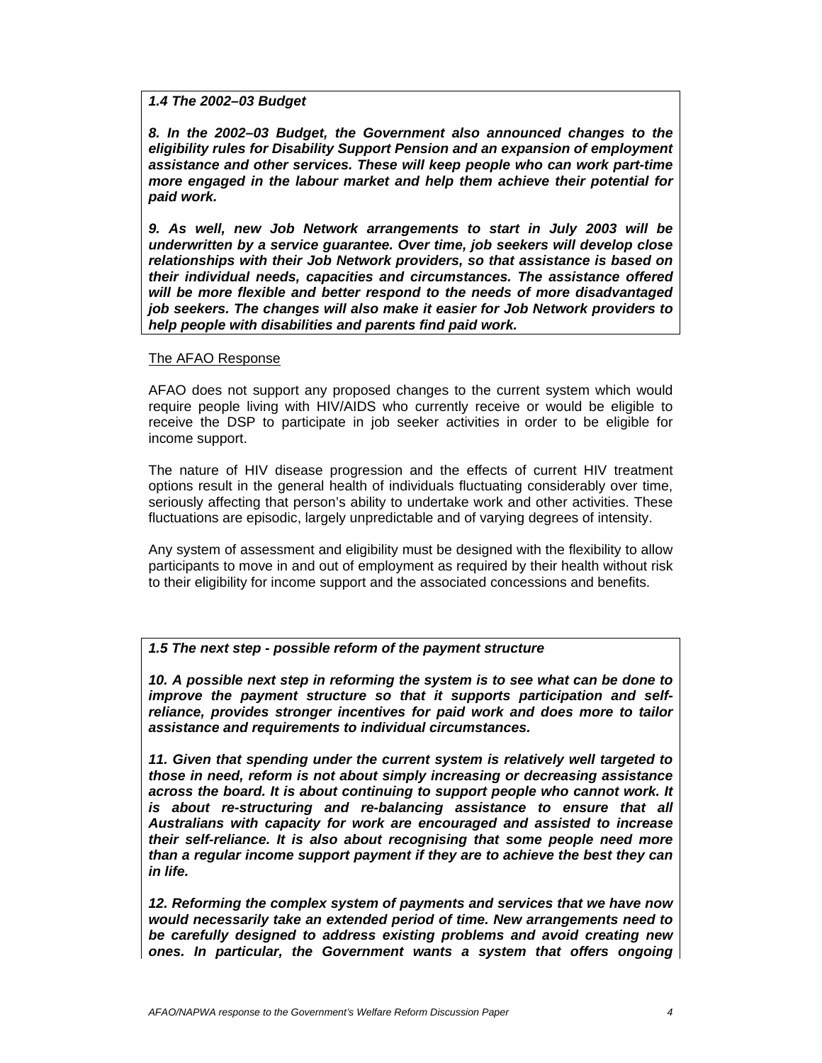***1.4 The 2002–03 Budget***

***8. In the 2002–03 Budget, the Government also announced changes to the eligibility rules for Disability Support Pension and an expansion of employment assistance and other services. These will keep people who can work part-time more engaged in the labour market and help them achieve their potential for paid work.***

***9. As well, new Job Network arrangements to start in July 2003 will be underwritten by a service guarantee. Over time, job seekers will develop close relationships with their Job Network providers, so that assistance is based on their individual needs, capacities and circumstances. The assistance offered will be more flexible and better respond to the needs of more disadvantaged job seekers. The changes will also make it easier for Job Network providers to help people with disabilities and parents find paid work.***

The AFAO Response

AFAO does not support any proposed changes to the current system which would require people living with HIV/AIDS who currently receive or would be eligible to receive the DSP to participate in job seeker activities in order to be eligible for income support.

The nature of HIV disease progression and the effects of current HIV treatment options result in the general health of individuals fluctuating considerably over time, seriously affecting that person's ability to undertake work and other activities. These fluctuations are episodic, largely unpredictable and of varying degrees of intensity.

Any system of assessment and eligibility must be designed with the flexibility to allow participants to move in and out of employment as required by their health without risk to their eligibility for income support and the associated concessions and benefits.

***1.5 The next step - possible reform of the payment structure***

***10. A possible next step in reforming the system is to see what can be done to improve the payment structure so that it supports participation and self-reliance, provides stronger incentives for paid work and does more to tailor assistance and requirements to individual circumstances.***

***11. Given that spending under the current system is relatively well targeted to those in need, reform is not about simply increasing or decreasing assistance across the board. It is about continuing to support people who cannot work. It is about re-structuring and re-balancing assistance to ensure that all Australians with capacity for work are encouraged and assisted to increase their self-reliance. It is also about recognising that some people need more than a regular income support payment if they are to achieve the best they can in life.***

***12. Reforming the complex system of payments and services that we have now would necessarily take an extended period of time. New arrangements need to be carefully designed to address existing problems and avoid creating new ones. In particular, the Government wants a system that offers ongoing***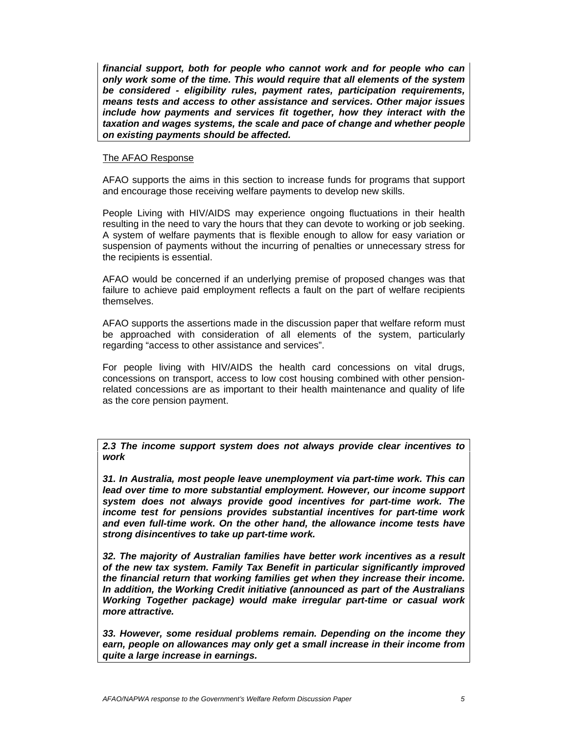***financial support, both for people who cannot work and for people who can only work some of the time. This would require that all elements of the system be considered - eligibility rules, payment rates, participation requirements, means tests and access to other assistance and services. Other major issues include how payments and services fit together, how they interact with the taxation and wages systems, the scale and pace of change and whether people on existing payments should be affected.***

The AFAO Response

AFAO supports the aims in this section to increase funds for programs that support and encourage those receiving welfare payments to develop new skills.

People Living with HIV/AIDS may experience ongoing fluctuations in their health resulting in the need to vary the hours that they can devote to working or job seeking. A system of welfare payments that is flexible enough to allow for easy variation or suspension of payments without the incurring of penalties or unnecessary stress for the recipients is essential.

AFAO would be concerned if an underlying premise of proposed changes was that failure to achieve paid employment reflects a fault on the part of welfare recipients themselves.

AFAO supports the assertions made in the discussion paper that welfare reform must be approached with consideration of all elements of the system, particularly regarding "access to other assistance and services".

For people living with HIV/AIDS the health card concessions on vital drugs, concessions on transport, access to low cost housing combined with other pension-related concessions are as important to their health maintenance and quality of life as the core pension payment.

***2.3 The income support system does not always provide clear incentives to work***

***31. In Australia, most people leave unemployment via part-time work. This can lead over time to more substantial employment. However, our income support system does not always provide good incentives for part-time work. The income test for pensions provides substantial incentives for part-time work and even full-time work. On the other hand, the allowance income tests have strong disincentives to take up part-time work.***

***32. The majority of Australian families have better work incentives as a result of the new tax system. Family Tax Benefit in particular significantly improved the financial return that working families get when they increase their income. In addition, the Working Credit initiative (announced as part of the Australians Working Together package) would make irregular part-time or casual work more attractive.***

***33. However, some residual problems remain. Depending on the income they earn, people on allowances may only get a small increase in their income from quite a large increase in earnings.***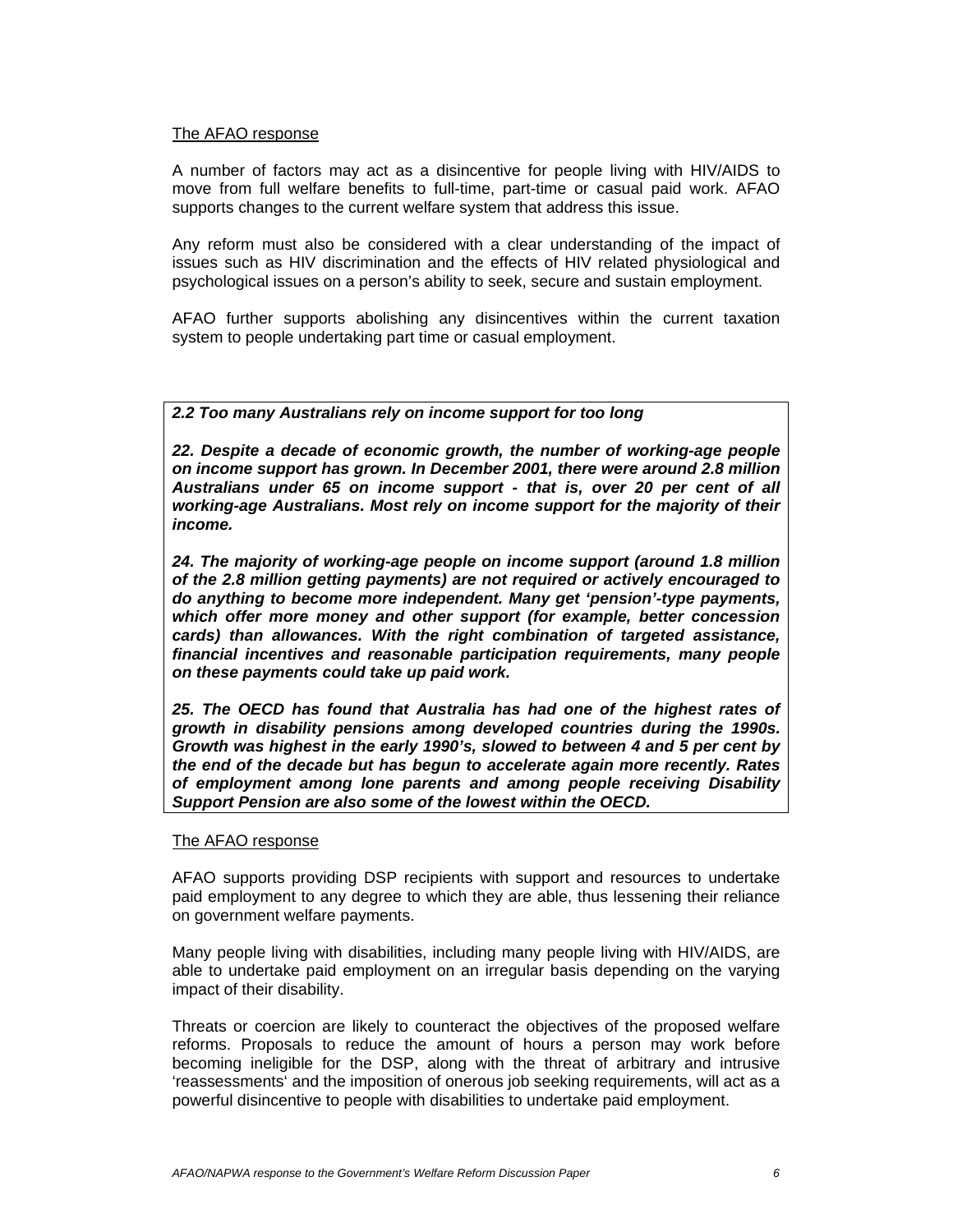The AFAO response

A number of factors may act as a disincentive for people living with HIV/AIDS to move from full welfare benefits to full-time, part-time or casual paid work. AFAO supports changes to the current welfare system that address this issue.

Any reform must also be considered with a clear understanding of the impact of issues such as HIV discrimination and the effects of HIV related physiological and psychological issues on a person's ability to seek, secure and sustain employment.

AFAO further supports abolishing any disincentives within the current taxation system to people undertaking part time or casual employment.

***2.2 Too many Australians rely on income support for too long***

***22. Despite a decade of economic growth, the number of working-age people on income support has grown. In December 2001, there were around 2.8 million Australians under 65 on income support - that is, over 20 per cent of all working-age Australians. Most rely on income support for the majority of their income.***

***24. The majority of working-age people on income support (around 1.8 million of the 2.8 million getting payments) are not required or actively encouraged to do anything to become more independent. Many get 'pension'-type payments, which offer more money and other support (for example, better concession cards) than allowances. With the right combination of targeted assistance, financial incentives and reasonable participation requirements, many people on these payments could take up paid work.***

***25. The OECD has found that Australia has had one of the highest rates of growth in disability pensions among developed countries during the 1990s. Growth was highest in the early 1990's, slowed to between 4 and 5 per cent by the end of the decade but has begun to accelerate again more recently. Rates of employment among lone parents and among people receiving Disability Support Pension are also some of the lowest within the OECD.***

The AFAO response

AFAO supports providing DSP recipients with support and resources to undertake paid employment to any degree to which they are able, thus lessening their reliance on government welfare payments.

Many people living with disabilities, including many people living with HIV/AIDS, are able to undertake paid employment on an irregular basis depending on the varying impact of their disability.

Threats or coercion are likely to counteract the objectives of the proposed welfare reforms. Proposals to reduce the amount of hours a person may work before becoming ineligible for the DSP, along with the threat of arbitrary and intrusive 'reassessments' and the imposition of onerous job seeking requirements, will act as a powerful disincentive to people with disabilities to undertake paid employment.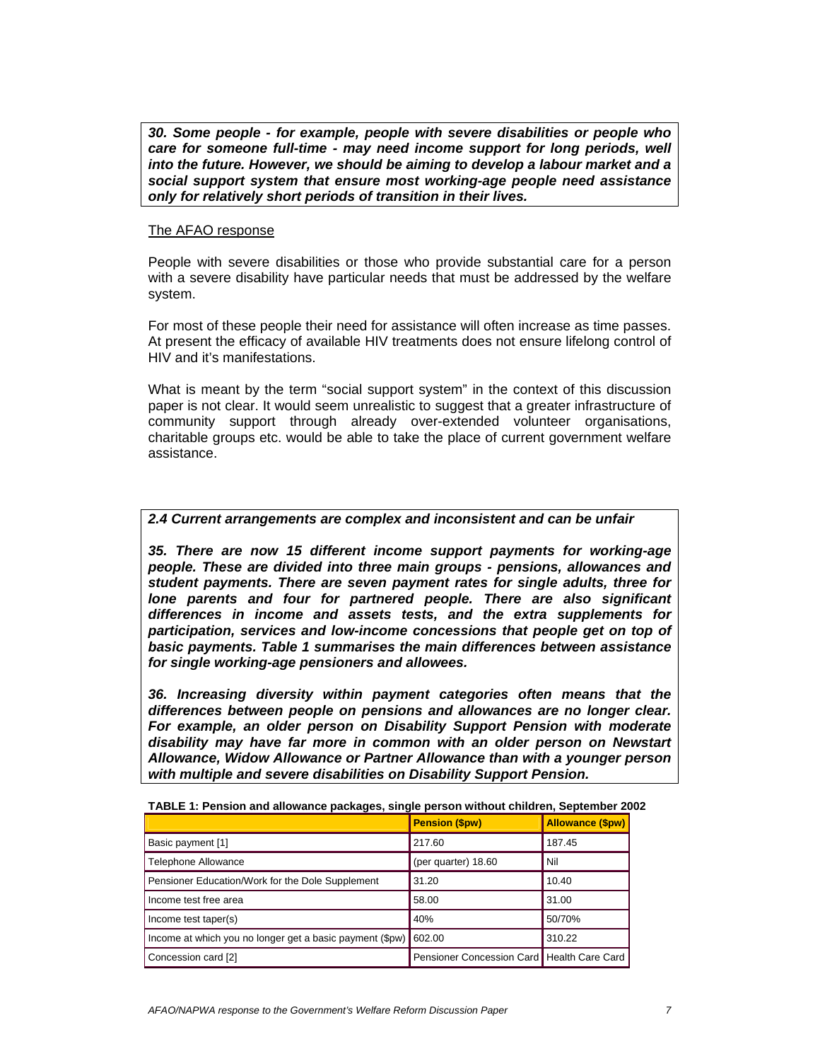***30. Some people - for example, people with severe disabilities or people who care for someone full-time - may need income support for long periods, well into the future. However, we should be aiming to develop a labour market and a social support system that ensure most working-age people need assistance only for relatively short periods of transition in their lives.***

The AFAO response

People with severe disabilities or those who provide substantial care for a person with a severe disability have particular needs that must be addressed by the welfare system.

For most of these people their need for assistance will often increase as time passes. At present the efficacy of available HIV treatments does not ensure lifelong control of HIV and it's manifestations.

What is meant by the term "social support system" in the context of this discussion paper is not clear. It would seem unrealistic to suggest that a greater infrastructure of community support through already over-extended volunteer organisations, charitable groups etc. would be able to take the place of current government welfare assistance.

***2.4 Current arrangements are complex and inconsistent and can be unfair***

***35. There are now 15 different income support payments for working-age people. These are divided into three main groups - pensions, allowances and student payments. There are seven payment rates for single adults, three for lone parents and four for partnered people. There are also significant differences in income and assets tests, and the extra supplements for participation, services and low-income concessions that people get on top of basic payments. Table 1 summarises the main differences between assistance for single working-age pensioners and allowees.***

***36. Increasing diversity within payment categories often means that the differences between people on pensions and allowances are no longer clear. For example, an older person on Disability Support Pension with moderate disability may have far more in common with an older person on Newstart Allowance, Widow Allowance or Partner Allowance than with a younger person with multiple and severe disabilities on Disability Support Pension.***

**TABLE 1: Pension and allowance packages, single person without children, September 2002**

| | Pension ($pw) | Allowance ($pw) |
|---|---|---|
| Basic payment [1] | 217.60 | 187.45 |
| Telephone Allowance | (per quarter) 18.60 | Nil |
| Pensioner Education/Work for the Dole Supplement | 31.20 | 10.40 |
| Income test free area | 58.00 | 31.00 |
| Income test taper(s) | 40% | 50/70% |
| Income at which you no longer get a basic payment ($pw) | 602.00 | 310.22 |
| Concession card [2] | Pensioner Concession Card | Health Care Card |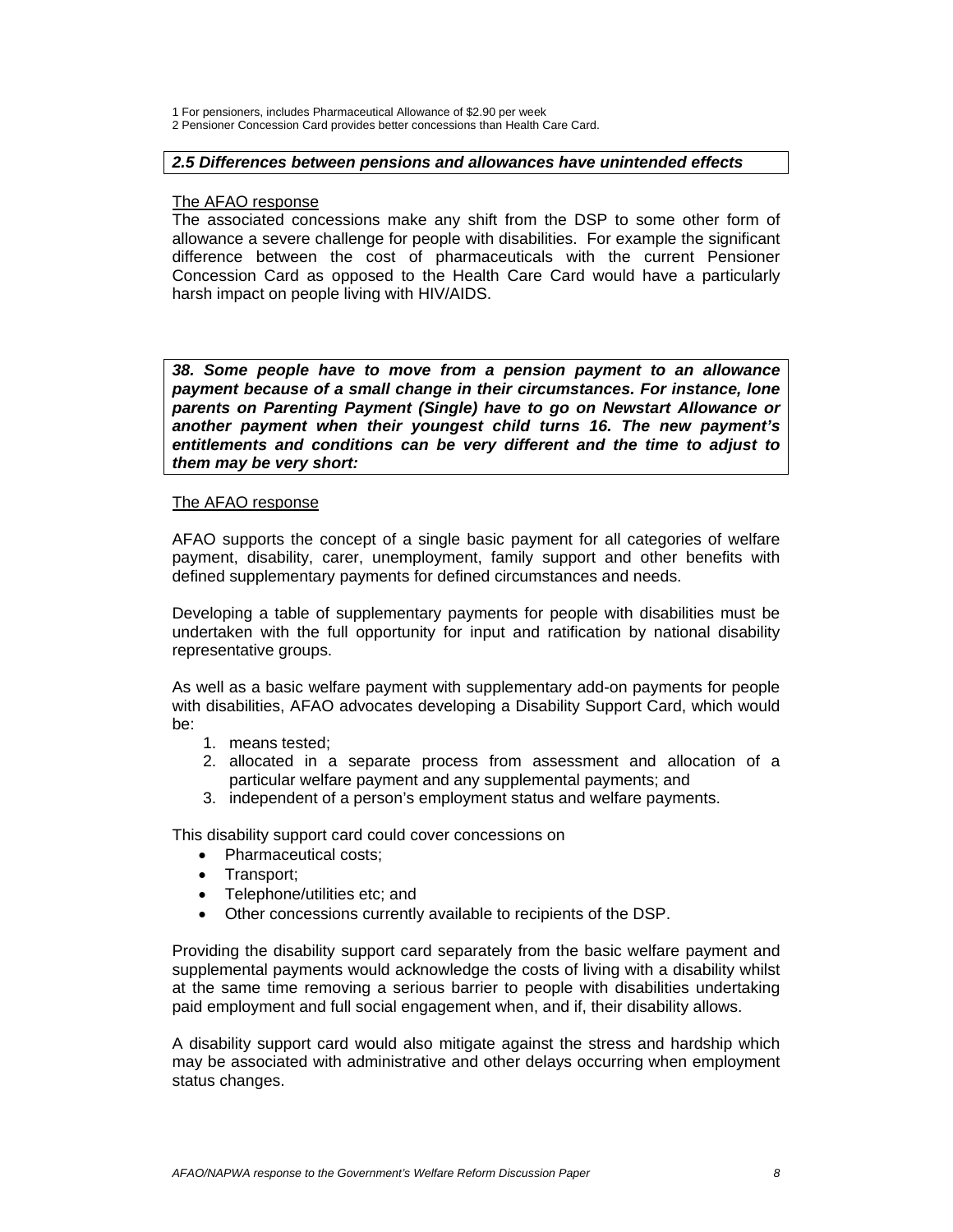1 For pensioners, includes Pharmaceutical Allowance of $2.90 per week
2 Pensioner Concession Card provides better concessions than Health Care Card.

***2.5 Differences between pensions and allowances have unintended effects***

The AFAO response

The associated concessions make any shift from the DSP to some other form of allowance a severe challenge for people with disabilities. For example the significant difference between the cost of pharmaceuticals with the current Pensioner Concession Card as opposed to the Health Care Card would have a particularly harsh impact on people living with HIV/AIDS.

***38. Some people have to move from a pension payment to an allowance payment because of a small change in their circumstances. For instance, lone parents on Parenting Payment (Single) have to go on Newstart Allowance or another payment when their youngest child turns 16. The new payment's entitlements and conditions can be very different and the time to adjust to them may be very short:***

The AFAO response

AFAO supports the concept of a single basic payment for all categories of welfare payment, disability, carer, unemployment, family support and other benefits with defined supplementary payments for defined circumstances and needs.

Developing a table of supplementary payments for people with disabilities must be undertaken with the full opportunity for input and ratification by national disability representative groups.

As well as a basic welfare payment with supplementary add-on payments for people with disabilities, AFAO advocates developing a Disability Support Card, which would be:

1. means tested;
2. allocated in a separate process from assessment and allocation of a particular welfare payment and any supplemental payments; and
3. independent of a person's employment status and welfare payments.

This disability support card could cover concessions on

- Pharmaceutical costs;
- Transport;
- Telephone/utilities etc; and
- Other concessions currently available to recipients of the DSP.

Providing the disability support card separately from the basic welfare payment and supplemental payments would acknowledge the costs of living with a disability whilst at the same time removing a serious barrier to people with disabilities undertaking paid employment and full social engagement when, and if, their disability allows.

A disability support card would also mitigate against the stress and hardship which may be associated with administrative and other delays occurring when employment status changes.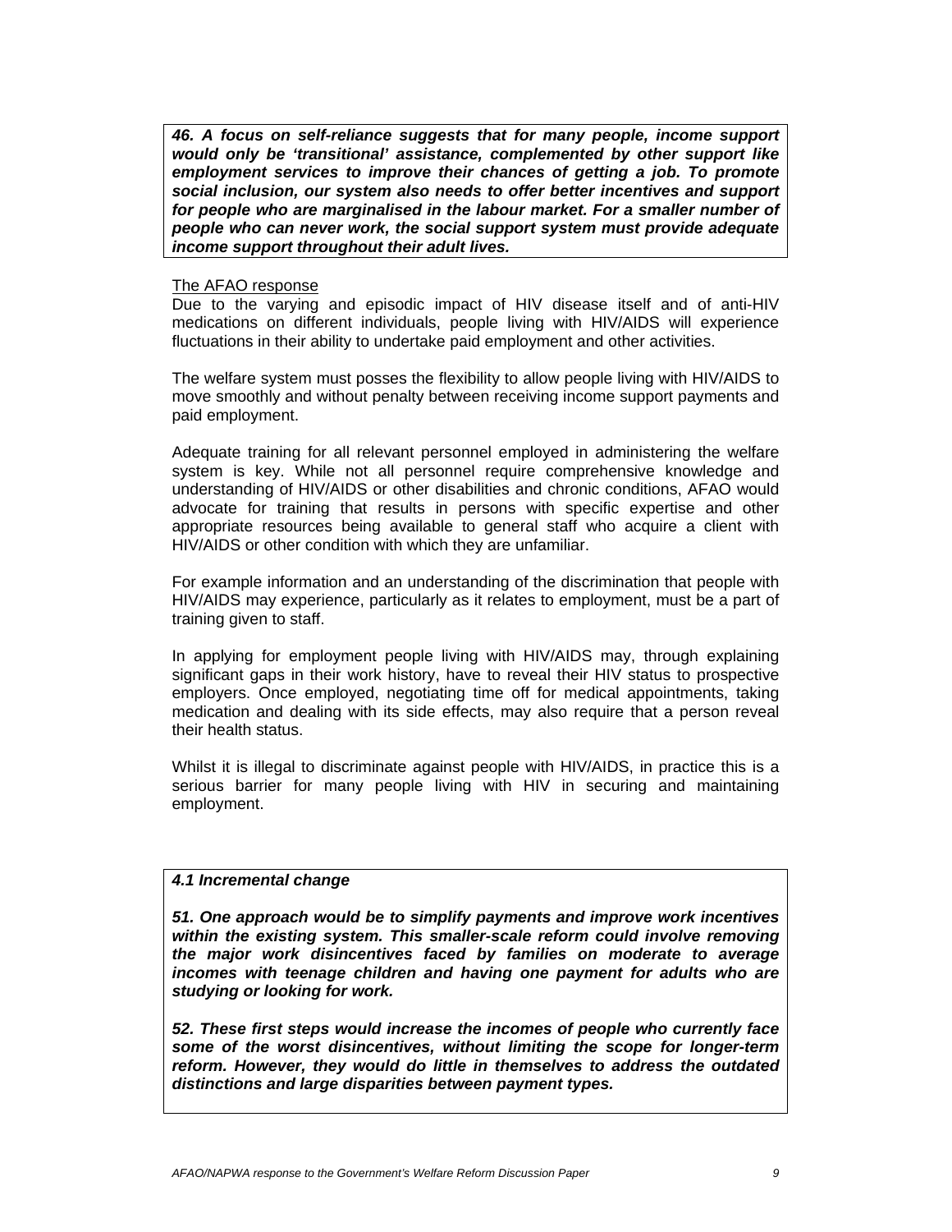***46. A focus on self-reliance suggests that for many people, income support would only be 'transitional' assistance, complemented by other support like employment services to improve their chances of getting a job. To promote social inclusion, our system also needs to offer better incentives and support for people who are marginalised in the labour market. For a smaller number of people who can never work, the social support system must provide adequate income support throughout their adult lives.***

The AFAO response

Due to the varying and episodic impact of HIV disease itself and of anti-HIV medications on different individuals, people living with HIV/AIDS will experience fluctuations in their ability to undertake paid employment and other activities.

The welfare system must posses the flexibility to allow people living with HIV/AIDS to move smoothly and without penalty between receiving income support payments and paid employment.

Adequate training for all relevant personnel employed in administering the welfare system is key. While not all personnel require comprehensive knowledge and understanding of HIV/AIDS or other disabilities and chronic conditions, AFAO would advocate for training that results in persons with specific expertise and other appropriate resources being available to general staff who acquire a client with HIV/AIDS or other condition with which they are unfamiliar.

For example information and an understanding of the discrimination that people with HIV/AIDS may experience, particularly as it relates to employment, must be a part of training given to staff.

In applying for employment people living with HIV/AIDS may, through explaining significant gaps in their work history, have to reveal their HIV status to prospective employers. Once employed, negotiating time off for medical appointments, taking medication and dealing with its side effects, may also require that a person reveal their health status.

Whilst it is illegal to discriminate against people with HIV/AIDS, in practice this is a serious barrier for many people living with HIV in securing and maintaining employment.

***4.1 Incremental change***

***51. One approach would be to simplify payments and improve work incentives within the existing system. This smaller-scale reform could involve removing the major work disincentives faced by families on moderate to average incomes with teenage children and having one payment for adults who are studying or looking for work.***

***52. These first steps would increase the incomes of people who currently face some of the worst disincentives, without limiting the scope for longer-term reform. However, they would do little in themselves to address the outdated distinctions and large disparities between payment types.***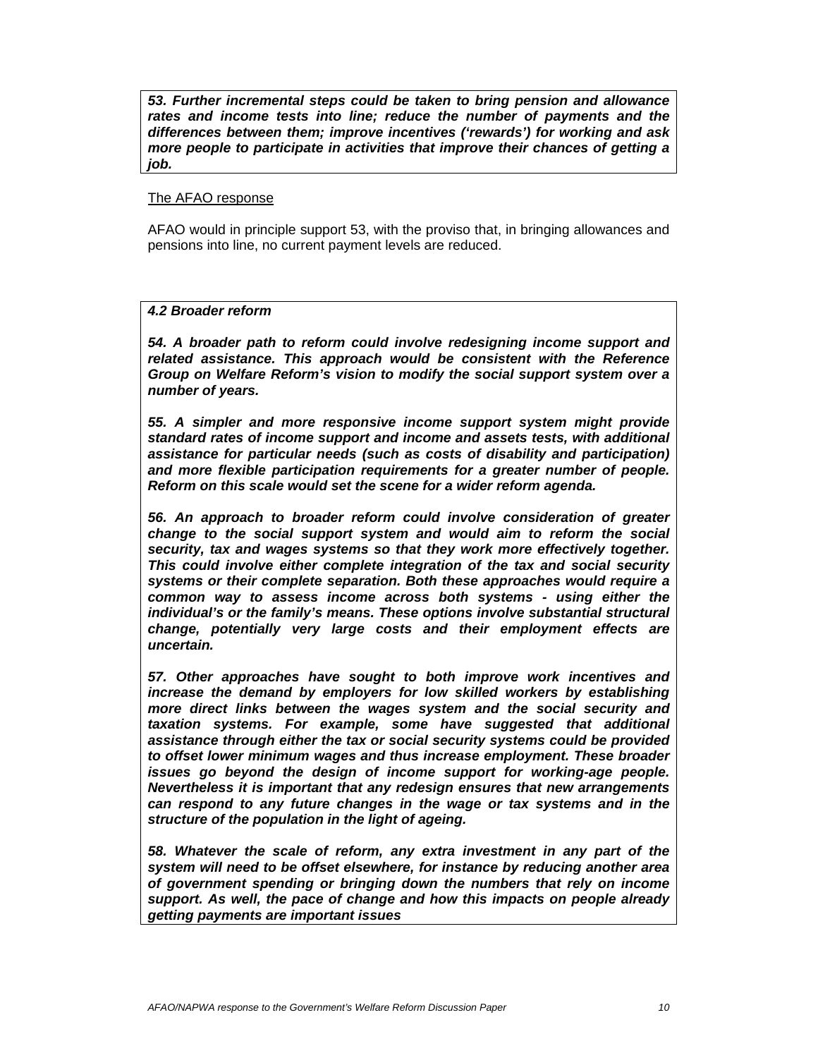***53. Further incremental steps could be taken to bring pension and allowance rates and income tests into line; reduce the number of payments and the differences between them; improve incentives ('rewards') for working and ask more people to participate in activities that improve their chances of getting a job.***

The AFAO response

AFAO would in principle support 53, with the proviso that, in bringing allowances and pensions into line, no current payment levels are reduced.

***4.2 Broader reform***

***54. A broader path to reform could involve redesigning income support and related assistance. This approach would be consistent with the Reference Group on Welfare Reform's vision to modify the social support system over a number of years.***

***55. A simpler and more responsive income support system might provide standard rates of income support and income and assets tests, with additional assistance for particular needs (such as costs of disability and participation) and more flexible participation requirements for a greater number of people. Reform on this scale would set the scene for a wider reform agenda.***

***56. An approach to broader reform could involve consideration of greater change to the social support system and would aim to reform the social security, tax and wages systems so that they work more effectively together. This could involve either complete integration of the tax and social security systems or their complete separation. Both these approaches would require a common way to assess income across both systems - using either the individual's or the family's means. These options involve substantial structural change, potentially very large costs and their employment effects are uncertain.***

***57. Other approaches have sought to both improve work incentives and increase the demand by employers for low skilled workers by establishing more direct links between the wages system and the social security and taxation systems. For example, some have suggested that additional assistance through either the tax or social security systems could be provided to offset lower minimum wages and thus increase employment. These broader issues go beyond the design of income support for working-age people. Nevertheless it is important that any redesign ensures that new arrangements can respond to any future changes in the wage or tax systems and in the structure of the population in the light of ageing.***

***58. Whatever the scale of reform, any extra investment in any part of the system will need to be offset elsewhere, for instance by reducing another area of government spending or bringing down the numbers that rely on income support. As well, the pace of change and how this impacts on people already getting payments are important issues***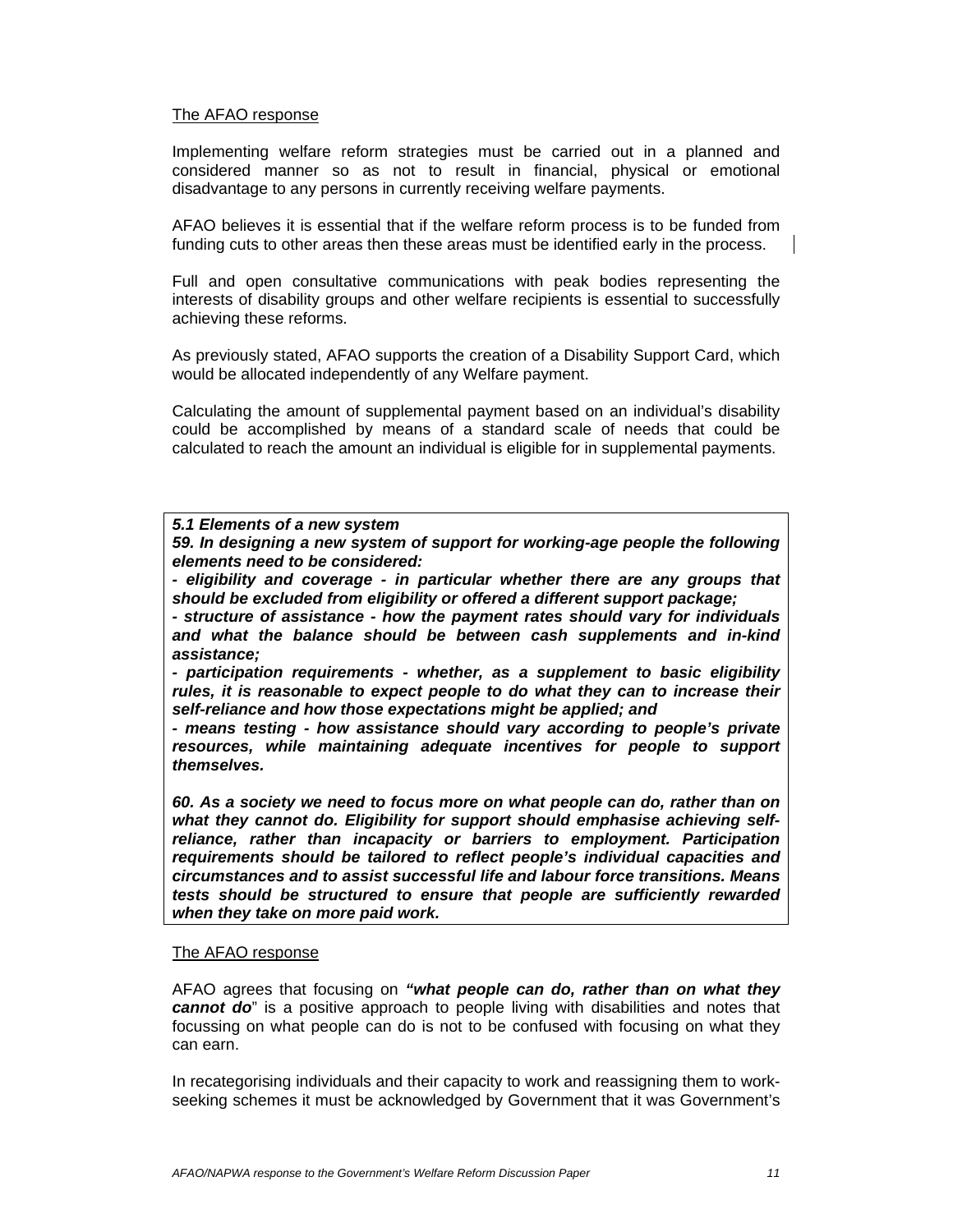The AFAO response

Implementing welfare reform strategies must be carried out in a planned and considered manner so as not to result in financial, physical or emotional disadvantage to any persons in currently receiving welfare payments.

AFAO believes it is essential that if the welfare reform process is to be funded from funding cuts to other areas then these areas must be identified early in the process.

Full and open consultative communications with peak bodies representing the interests of disability groups and other welfare recipients is essential to successfully achieving these reforms.

As previously stated, AFAO supports the creation of a Disability Support Card, which would be allocated independently of any Welfare payment.

Calculating the amount of supplemental payment based on an individual's disability could be accomplished by means of a standard scale of needs that could be calculated to reach the amount an individual is eligible for in supplemental payments.

***5.1 Elements of a new system***

***59. In designing a new system of support for working-age people the following elements need to be considered:***

***- eligibility and coverage - in particular whether there are any groups that should be excluded from eligibility or offered a different support package;***

***- structure of assistance - how the payment rates should vary for individuals and what the balance should be between cash supplements and in-kind assistance;***

***- participation requirements - whether, as a supplement to basic eligibility rules, it is reasonable to expect people to do what they can to increase their self-reliance and how those expectations might be applied; and***

***- means testing - how assistance should vary according to people's private resources, while maintaining adequate incentives for people to support themselves.***

***60. As a society we need to focus more on what people can do, rather than on what they cannot do. Eligibility for support should emphasise achieving self-reliance, rather than incapacity or barriers to employment. Participation requirements should be tailored to reflect people's individual capacities and circumstances and to assist successful life and labour force transitions. Means tests should be structured to ensure that people are sufficiently rewarded when they take on more paid work.***

The AFAO response

AFAO agrees that focusing on ***"what people can do, rather than on what they cannot do"*** is a positive approach to people living with disabilities and notes that focussing on what people can do is not to be confused with focusing on what they can earn.

In recategorising individuals and their capacity to work and reassigning them to work-seeking schemes it must be acknowledged by Government that it was Government's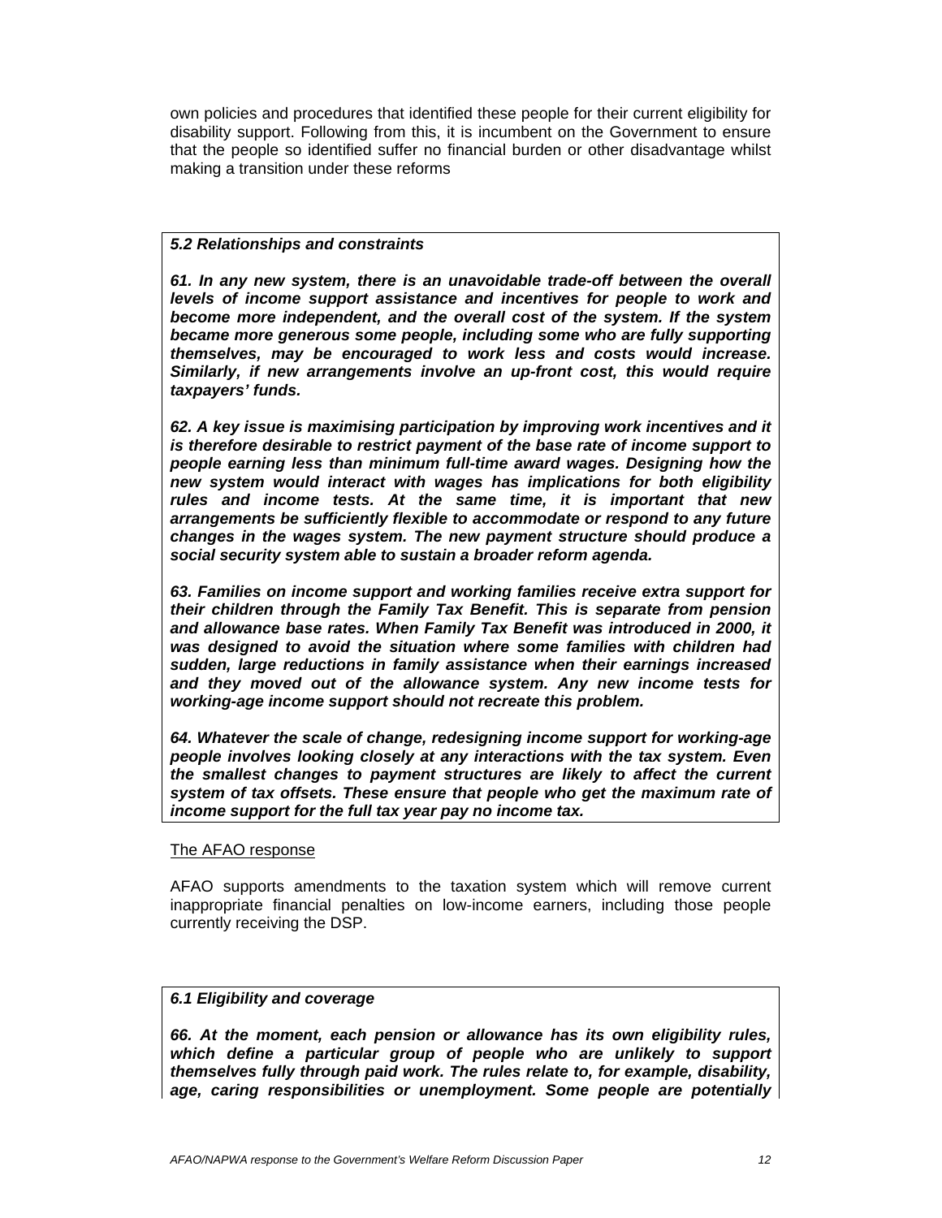own policies and procedures that identified these people for their current eligibility for disability support. Following from this, it is incumbent on the Government to ensure that the people so identified suffer no financial burden or other disadvantage whilst making a transition under these reforms

***5.2 Relationships and constraints***

***61. In any new system, there is an unavoidable trade-off between the overall levels of income support assistance and incentives for people to work and become more independent, and the overall cost of the system. If the system became more generous some people, including some who are fully supporting themselves, may be encouraged to work less and costs would increase. Similarly, if new arrangements involve an up-front cost, this would require taxpayers' funds.***

***62. A key issue is maximising participation by improving work incentives and it is therefore desirable to restrict payment of the base rate of income support to people earning less than minimum full-time award wages. Designing how the new system would interact with wages has implications for both eligibility rules and income tests. At the same time, it is important that new arrangements be sufficiently flexible to accommodate or respond to any future changes in the wages system. The new payment structure should produce a social security system able to sustain a broader reform agenda.***

***63. Families on income support and working families receive extra support for their children through the Family Tax Benefit. This is separate from pension and allowance base rates. When Family Tax Benefit was introduced in 2000, it was designed to avoid the situation where some families with children had sudden, large reductions in family assistance when their earnings increased and they moved out of the allowance system. Any new income tests for working-age income support should not recreate this problem.***

***64. Whatever the scale of change, redesigning income support for working-age people involves looking closely at any interactions with the tax system. Even the smallest changes to payment structures are likely to affect the current system of tax offsets. These ensure that people who get the maximum rate of income support for the full tax year pay no income tax.***

The AFAO response

AFAO supports amendments to the taxation system which will remove current inappropriate financial penalties on low-income earners, including those people currently receiving the DSP.

***6.1 Eligibility and coverage***

***66. At the moment, each pension or allowance has its own eligibility rules, which define a particular group of people who are unlikely to support themselves fully through paid work. The rules relate to, for example, disability, age, caring responsibilities or unemployment. Some people are potentially***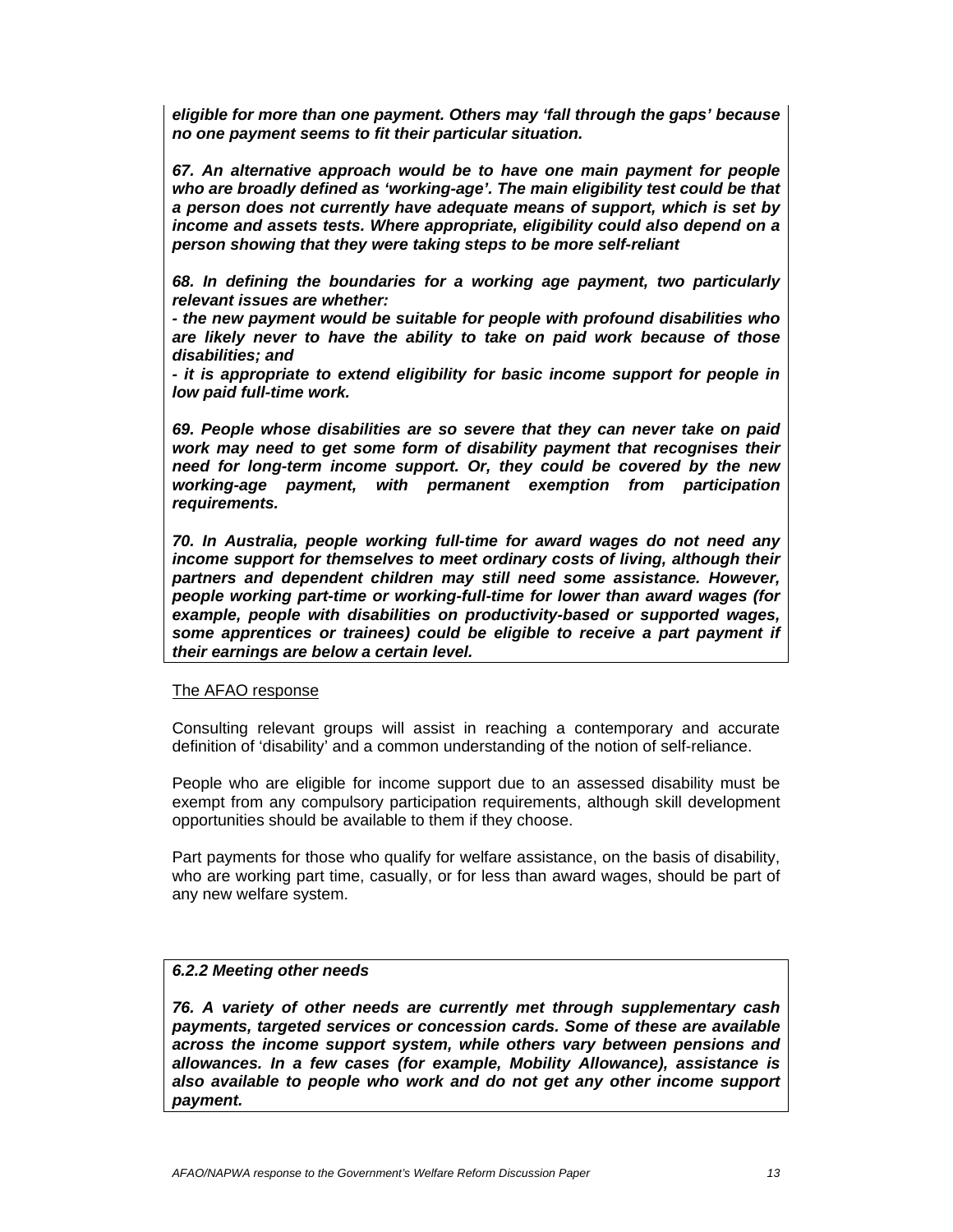***eligible for more than one payment. Others may 'fall through the gaps' because no one payment seems to fit their particular situation.***

***67. An alternative approach would be to have one main payment for people who are broadly defined as 'working-age'. The main eligibility test could be that a person does not currently have adequate means of support, which is set by income and assets tests. Where appropriate, eligibility could also depend on a person showing that they were taking steps to be more self-reliant***

***68. In defining the boundaries for a working age payment, two particularly relevant issues are whether:***
***- the new payment would be suitable for people with profound disabilities who are likely never to have the ability to take on paid work because of those disabilities; and***
***- it is appropriate to extend eligibility for basic income support for people in low paid full-time work.***

***69. People whose disabilities are so severe that they can never take on paid work may need to get some form of disability payment that recognises their need for long-term income support. Or, they could be covered by the new working-age payment, with permanent exemption from participation requirements.***

***70. In Australia, people working full-time for award wages do not need any income support for themselves to meet ordinary costs of living, although their partners and dependent children may still need some assistance. However, people working part-time or working-full-time for lower than award wages (for example, people with disabilities on productivity-based or supported wages, some apprentices or trainees) could be eligible to receive a part payment if their earnings are below a certain level.***

The AFAO response

Consulting relevant groups will assist in reaching a contemporary and accurate definition of 'disability' and a common understanding of the notion of self-reliance.

People who are eligible for income support due to an assessed disability must be exempt from any compulsory participation requirements, although skill development opportunities should be available to them if they choose.

Part payments for those who qualify for welfare assistance, on the basis of disability, who are working part time, casually, or for less than award wages, should be part of any new welfare system.

***6.2.2 Meeting other needs***

***76. A variety of other needs are currently met through supplementary cash payments, targeted services or concession cards. Some of these are available across the income support system, while others vary between pensions and allowances. In a few cases (for example, Mobility Allowance), assistance is also available to people who work and do not get any other income support payment.***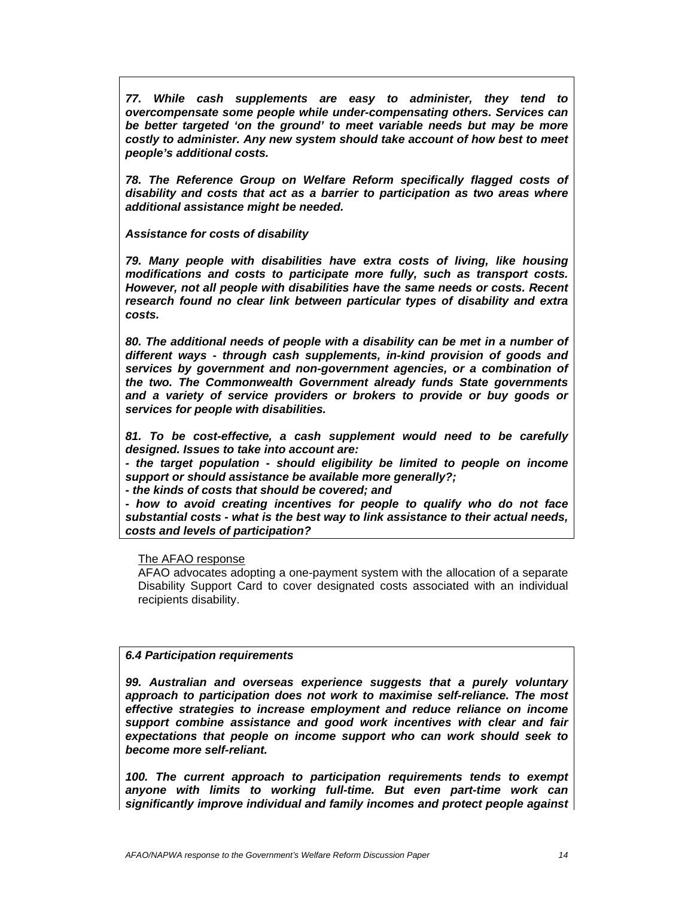***77. While cash supplements are easy to administer, they tend to overcompensate some people while under-compensating others. Services can be better targeted 'on the ground' to meet variable needs but may be more costly to administer. Any new system should take account of how best to meet people's additional costs.***

***78. The Reference Group on Welfare Reform specifically flagged costs of disability and costs that act as a barrier to participation as two areas where additional assistance might be needed.***

***Assistance for costs of disability***

***79. Many people with disabilities have extra costs of living, like housing modifications and costs to participate more fully, such as transport costs. However, not all people with disabilities have the same needs or costs. Recent research found no clear link between particular types of disability and extra costs.***

***80. The additional needs of people with a disability can be met in a number of different ways - through cash supplements, in-kind provision of goods and services by government and non-government agencies, or a combination of the two. The Commonwealth Government already funds State governments and a variety of service providers or brokers to provide or buy goods or services for people with disabilities.***

***81. To be cost-effective, a cash supplement would need to be carefully designed. Issues to take into account are:***

***- the target population - should eligibility be limited to people on income support or should assistance be available more generally?;***

***- the kinds of costs that should be covered; and***

***- how to avoid creating incentives for people to qualify who do not face substantial costs - what is the best way to link assistance to their actual needs, costs and levels of participation?***

<u>The AFAO response</u>

AFAO advocates adopting a one-payment system with the allocation of a separate Disability Support Card to cover designated costs associated with an individual recipients disability.

***6.4 Participation requirements***

***99. Australian and overseas experience suggests that a purely voluntary approach to participation does not work to maximise self-reliance. The most effective strategies to increase employment and reduce reliance on income support combine assistance and good work incentives with clear and fair expectations that people on income support who can work should seek to become more self-reliant.***

***100. The current approach to participation requirements tends to exempt anyone with limits to working full-time. But even part-time work can significantly improve individual and family incomes and protect people against***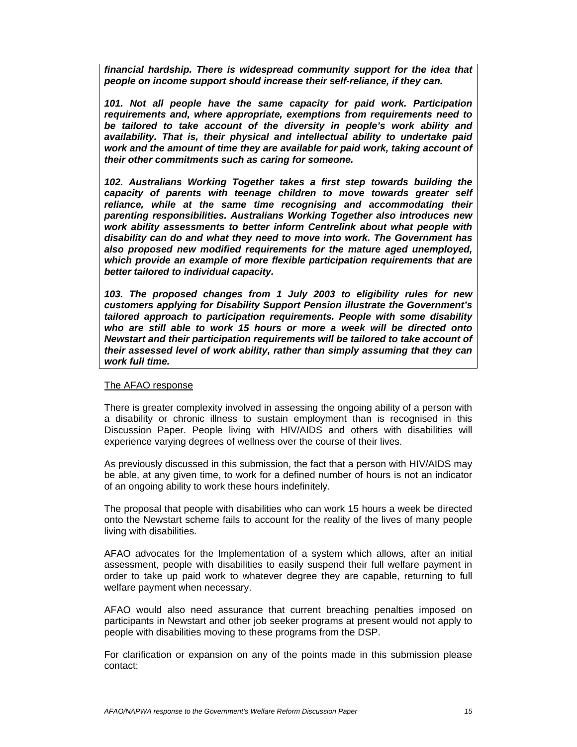***financial hardship. There is widespread community support for the idea that people on income support should increase their self-reliance, if they can.***

***101. Not all people have the same capacity for paid work. Participation requirements and, where appropriate, exemptions from requirements need to be tailored to take account of the diversity in people's work ability and availability. That is, their physical and intellectual ability to undertake paid work and the amount of time they are available for paid work, taking account of their other commitments such as caring for someone.***

***102. Australians Working Together takes a first step towards building the capacity of parents with teenage children to move towards greater self reliance, while at the same time recognising and accommodating their parenting responsibilities. Australians Working Together also introduces new work ability assessments to better inform Centrelink about what people with disability can do and what they need to move into work. The Government has also proposed new modified requirements for the mature aged unemployed, which provide an example of more flexible participation requirements that are better tailored to individual capacity.***

***103. The proposed changes from 1 July 2003 to eligibility rules for new customers applying for Disability Support Pension illustrate the Government's tailored approach to participation requirements. People with some disability who are still able to work 15 hours or more a week will be directed onto Newstart and their participation requirements will be tailored to take account of their assessed level of work ability, rather than simply assuming that they can work full time.***

The AFAO response

There is greater complexity involved in assessing the ongoing ability of a person with a disability or chronic illness to sustain employment than is recognised in this Discussion Paper. People living with HIV/AIDS and others with disabilities will experience varying degrees of wellness over the course of their lives.

As previously discussed in this submission, the fact that a person with HIV/AIDS may be able, at any given time, to work for a defined number of hours is not an indicator of an ongoing ability to work these hours indefinitely.

The proposal that people with disabilities who can work 15 hours a week be directed onto the Newstart scheme fails to account for the reality of the lives of many people living with disabilities.

AFAO advocates for the Implementation of a system which allows, after an initial assessment, people with disabilities to easily suspend their full welfare payment in order to take up paid work to whatever degree they are capable, returning to full welfare payment when necessary.

AFAO would also need assurance that current breaching penalties imposed on participants in Newstart and other job seeker programs at present would not apply to people with disabilities moving to these programs from the DSP.

For clarification or expansion on any of the points made in this submission please contact: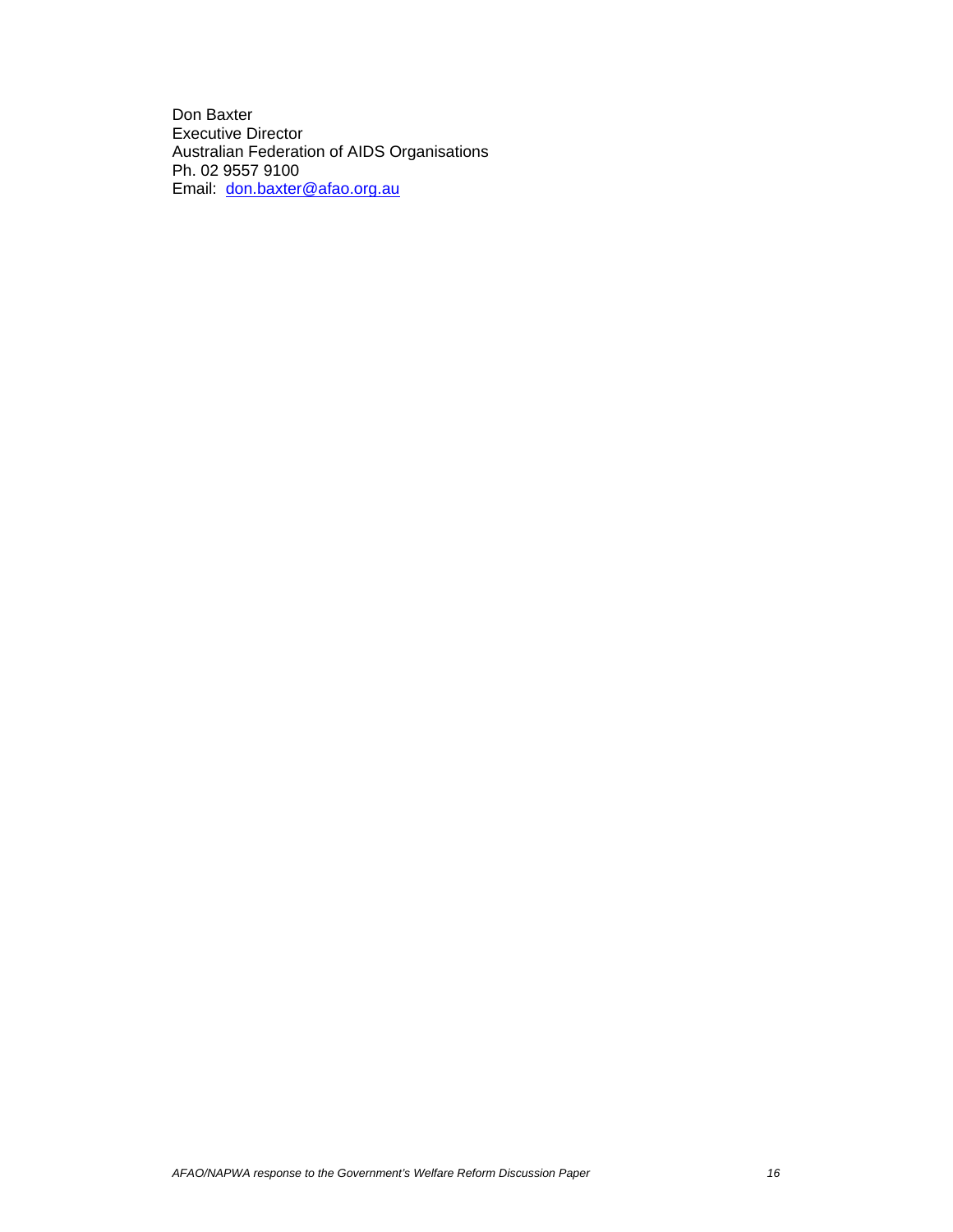Don Baxter
Executive Director
Australian Federation of AIDS Organisations
Ph. 02 9557 9100
Email: don.baxter@afao.org.au